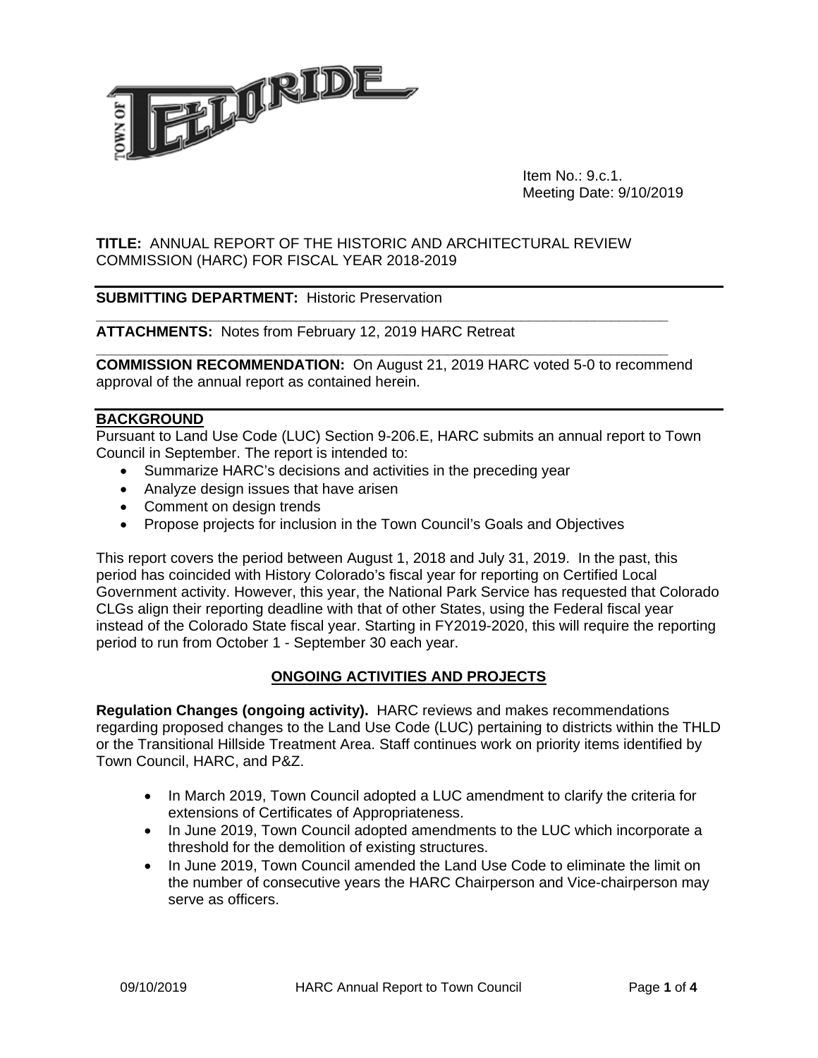Item No.: 9.c.1.
Meeting Date: 9/10/2019

**TITLE:** ANNUAL REPORT OF THE HISTORIC AND ARCHITECTURAL REVIEW COMMISSION (HARC) FOR FISCAL YEAR 2018-2019

**SUBMITTING DEPARTMENT:** Historic Preservation

**ATTACHMENTS:** Notes from February 12, 2019 HARC Retreat

**COMMISSION RECOMMENDATION:** On August 21, 2019 HARC voted 5-0 to recommend approval of the annual report as contained herein.

## BACKGROUND

Pursuant to Land Use Code (LUC) Section 9-206.E, HARC submits an annual report to Town Council in September. The report is intended to:

- Summarize HARC's decisions and activities in the preceding year
- Analyze design issues that have arisen
- Comment on design trends
- Propose projects for inclusion in the Town Council's Goals and Objectives

This report covers the period between August 1, 2018 and July 31, 2019. In the past, this period has coincided with History Colorado's fiscal year for reporting on Certified Local Government activity. However, this year, the National Park Service has requested that Colorado CLGs align their reporting deadline with that of other States, using the Federal fiscal year instead of the Colorado State fiscal year. Starting in FY2019-2020, this will require the reporting period to run from October 1 - September 30 each year.

## ONGOING ACTIVITIES AND PROJECTS

**Regulation Changes (ongoing activity).** HARC reviews and makes recommendations regarding proposed changes to the Land Use Code (LUC) pertaining to districts within the THLD or the Transitional Hillside Treatment Area. Staff continues work on priority items identified by Town Council, HARC, and P&Z.

- In March 2019, Town Council adopted a LUC amendment to clarify the criteria for extensions of Certificates of Appropriateness.
- In June 2019, Town Council adopted amendments to the LUC which incorporate a threshold for the demolition of existing structures.
- In June 2019, Town Council amended the Land Use Code to eliminate the limit on the number of consecutive years the HARC Chairperson and Vice-chairperson may serve as officers.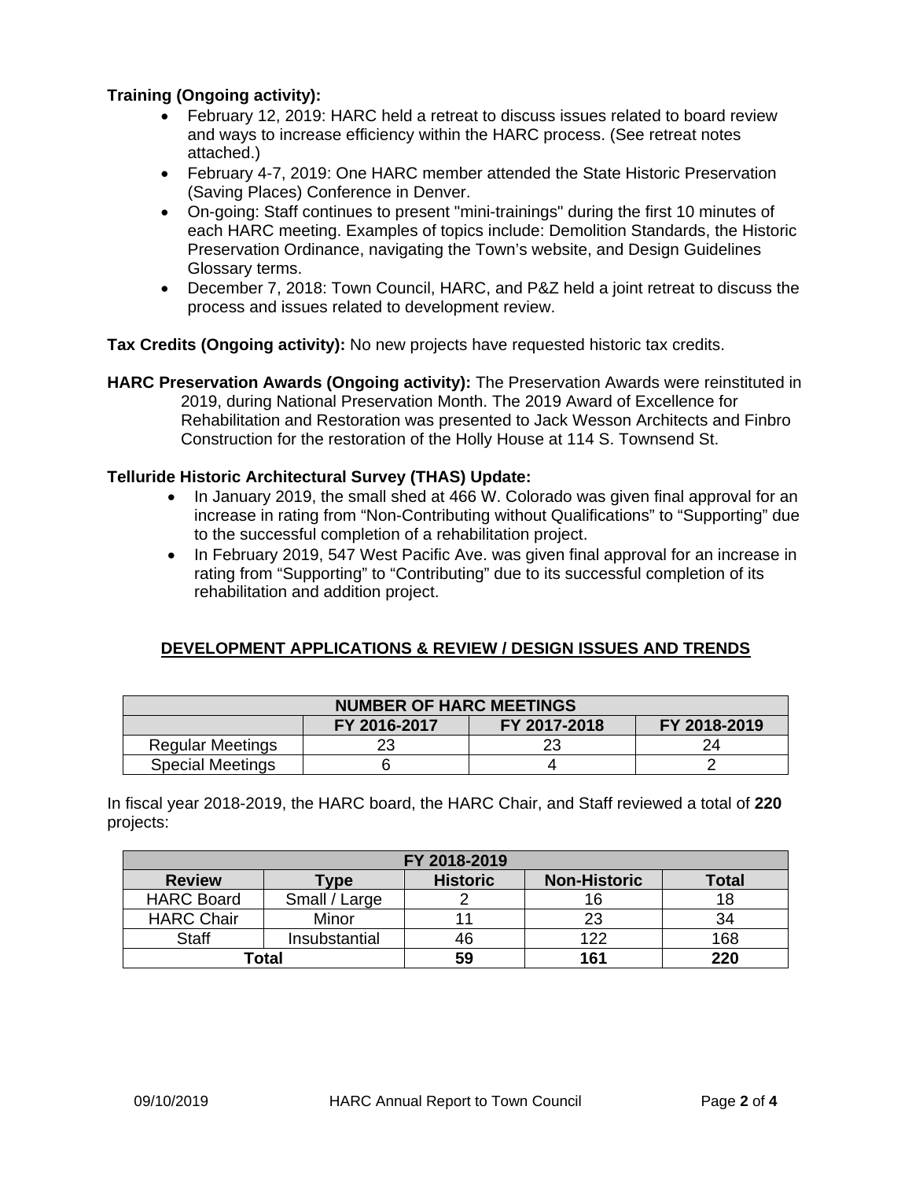**Training (Ongoing activity):**

- February 12, 2019: HARC held a retreat to discuss issues related to board review and ways to increase efficiency within the HARC process. (See retreat notes attached.)
- February 4-7, 2019: One HARC member attended the State Historic Preservation (Saving Places) Conference in Denver.
- On-going: Staff continues to present "mini-trainings" during the first 10 minutes of each HARC meeting. Examples of topics include: Demolition Standards, the Historic Preservation Ordinance, navigating the Town's website, and Design Guidelines Glossary terms.
- December 7, 2018: Town Council, HARC, and P&Z held a joint retreat to discuss the process and issues related to development review.

**Tax Credits (Ongoing activity):** No new projects have requested historic tax credits.

**HARC Preservation Awards (Ongoing activity):** The Preservation Awards were reinstituted in 2019, during National Preservation Month. The 2019 Award of Excellence for Rehabilitation and Restoration was presented to Jack Wesson Architects and Finbro Construction for the restoration of the Holly House at 114 S. Townsend St.

**Telluride Historic Architectural Survey (THAS) Update:**

- In January 2019, the small shed at 466 W. Colorado was given final approval for an increase in rating from "Non-Contributing without Qualifications" to "Supporting" due to the successful completion of a rehabilitation project.
- In February 2019, 547 West Pacific Ave. was given final approval for an increase in rating from "Supporting" to "Contributing" due to its successful completion of its rehabilitation and addition project.

## DEVELOPMENT APPLICATIONS & REVIEW / DESIGN ISSUES AND TRENDS

| NUMBER OF HARC MEETINGS | | | |
|---|---|---|---|
| | **FY 2016-2017** | **FY 2017-2018** | **FY 2018-2019** |
| Regular Meetings | 23 | 23 | 24 |
| Special Meetings | 6 | 4 | 2 |

In fiscal year 2018-2019, the HARC board, the HARC Chair, and Staff reviewed a total of **220** projects:

| FY 2018-2019 | | | | |
|---|---|---|---|---|
| **Review** | **Type** | **Historic** | **Non-Historic** | **Total** |
| HARC Board | Small / Large | 2 | 16 | 18 |
| HARC Chair | Minor | 11 | 23 | 34 |
| Staff | Insubstantial | 46 | 122 | 168 |
| **Total** | | **59** | **161** | **220** |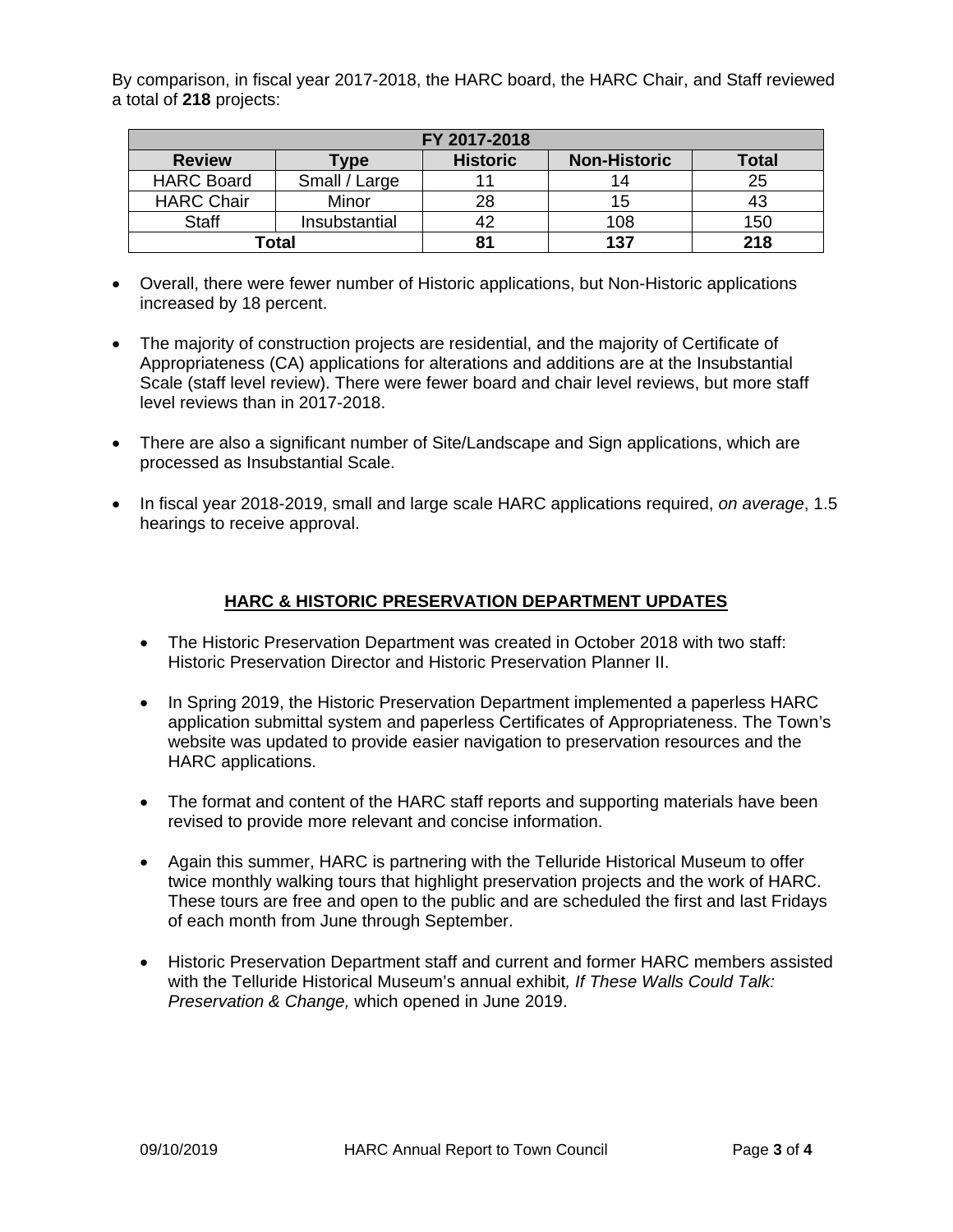By comparison, in fiscal year 2017-2018, the HARC board, the HARC Chair, and Staff reviewed a total of **218** projects:

| FY 2017-2018 | | | | |
|---|---|---|---|---|
| **Review** | **Type** | **Historic** | **Non-Historic** | **Total** |
| HARC Board | Small / Large | 11 | 14 | 25 |
| HARC Chair | Minor | 28 | 15 | 43 |
| Staff | Insubstantial | 42 | 108 | 150 |
| **Total** | | **81** | **137** | **218** |

- Overall, there were fewer number of Historic applications, but Non-Historic applications increased by 18 percent.
- The majority of construction projects are residential, and the majority of Certificate of Appropriateness (CA) applications for alterations and additions are at the Insubstantial Scale (staff level review). There were fewer board and chair level reviews, but more staff level reviews than in 2017-2018.
- There are also a significant number of Site/Landscape and Sign applications, which are processed as Insubstantial Scale.
- In fiscal year 2018-2019, small and large scale HARC applications required, *on average*, 1.5 hearings to receive approval.

## HARC & HISTORIC PRESERVATION DEPARTMENT UPDATES

- The Historic Preservation Department was created in October 2018 with two staff: Historic Preservation Director and Historic Preservation Planner II.
- In Spring 2019, the Historic Preservation Department implemented a paperless HARC application submittal system and paperless Certificates of Appropriateness. The Town's website was updated to provide easier navigation to preservation resources and the HARC applications.
- The format and content of the HARC staff reports and supporting materials have been revised to provide more relevant and concise information.
- Again this summer, HARC is partnering with the Telluride Historical Museum to offer twice monthly walking tours that highlight preservation projects and the work of HARC. These tours are free and open to the public and are scheduled the first and last Fridays of each month from June through September.
- Historic Preservation Department staff and current and former HARC members assisted with the Telluride Historical Museum's annual exhibit*, If These Walls Could Talk: Preservation & Change,* which opened in June 2019.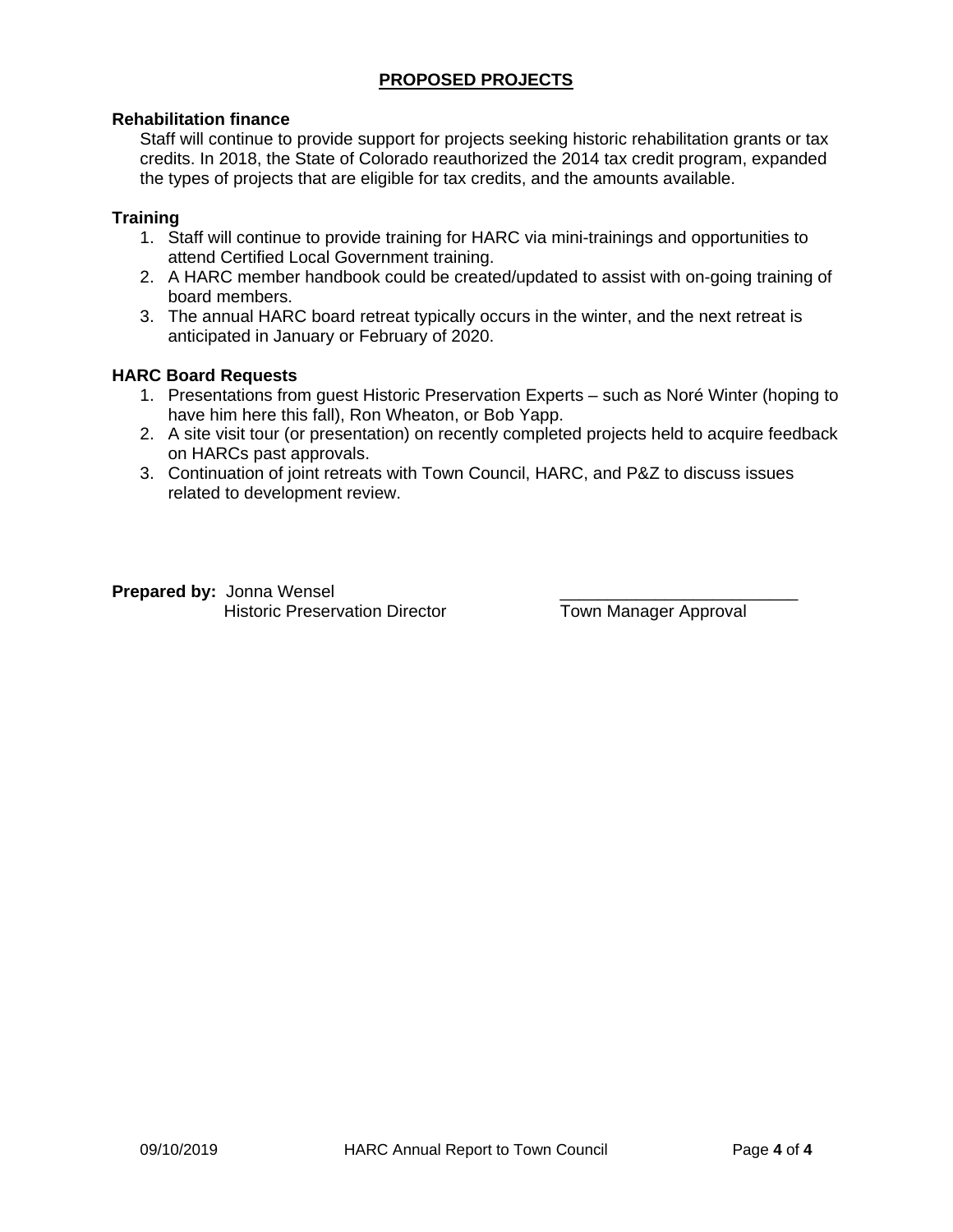## PROPOSED PROJECTS

**Rehabilitation finance**

Staff will continue to provide support for projects seeking historic rehabilitation grants or tax credits. In 2018, the State of Colorado reauthorized the 2014 tax credit program, expanded the types of projects that are eligible for tax credits, and the amounts available.

**Training**

1. Staff will continue to provide training for HARC via mini-trainings and opportunities to attend Certified Local Government training.
2. A HARC member handbook could be created/updated to assist with on-going training of board members.
3. The annual HARC board retreat typically occurs in the winter, and the next retreat is anticipated in January or February of 2020.

**HARC Board Requests**

1. Presentations from guest Historic Preservation Experts – such as Noré Winter (hoping to have him here this fall), Ron Wheaton, or Bob Yapp.
2. A site visit tour (or presentation) on recently completed projects held to acquire feedback on HARCs past approvals.
3. Continuation of joint retreats with Town Council, HARC, and P&Z to discuss issues related to development review.

**Prepared by:** Jonna Wensel
Historic Preservation Director

_________________________
Town Manager Approval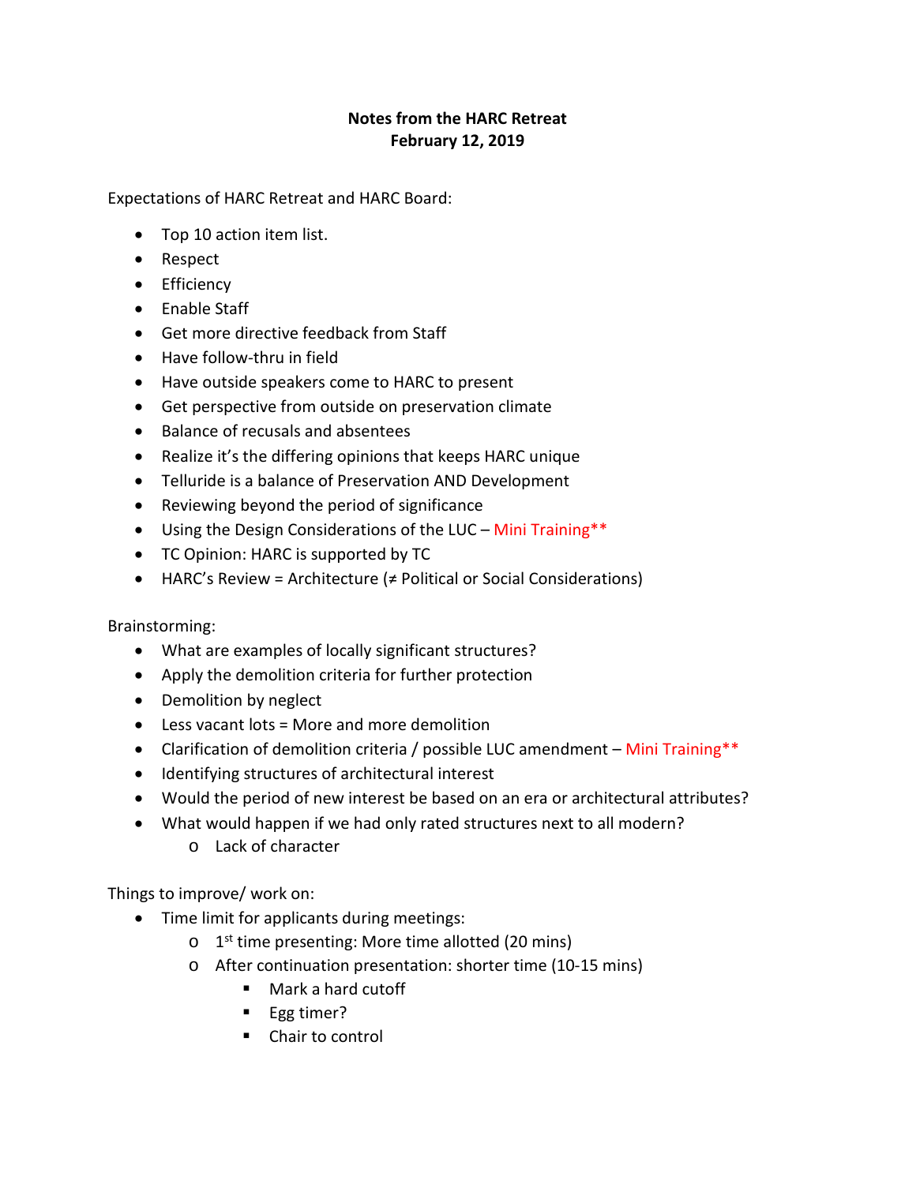**Notes from the HARC Retreat**
**February 12, 2019**

Expectations of HARC Retreat and HARC Board:

- Top 10 action item list.
- Respect
- Efficiency
- Enable Staff
- Get more directive feedback from Staff
- Have follow-thru in field
- Have outside speakers come to HARC to present
- Get perspective from outside on preservation climate
- Balance of recusals and absentees
- Realize it's the differing opinions that keeps HARC unique
- Telluride is a balance of Preservation AND Development
- Reviewing beyond the period of significance
- Using the Design Considerations of the LUC – Mini Training**
- TC Opinion: HARC is supported by TC
- HARC's Review = Architecture (≠ Political or Social Considerations)

Brainstorming:

- What are examples of locally significant structures?
- Apply the demolition criteria for further protection
- Demolition by neglect
- Less vacant lots = More and more demolition
- Clarification of demolition criteria / possible LUC amendment – Mini Training**
- Identifying structures of architectural interest
- Would the period of new interest be based on an era or architectural attributes?
- What would happen if we had only rated structures next to all modern?
  - Lack of character

Things to improve/ work on:

- Time limit for applicants during meetings:
  - 1st time presenting: More time allotted (20 mins)
  - After continuation presentation: shorter time (10-15 mins)
    - Mark a hard cutoff
    - Egg timer?
    - Chair to control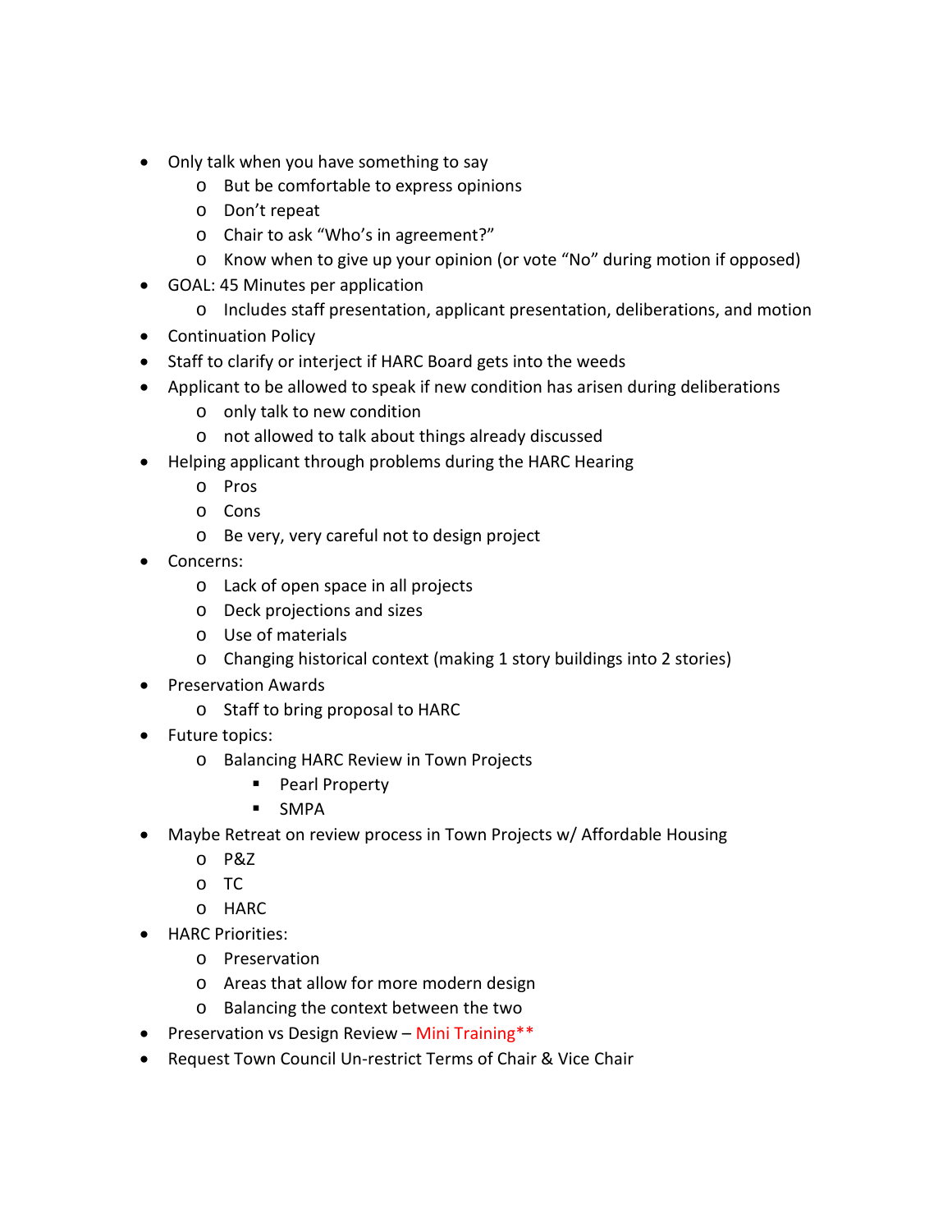- Only talk when you have something to say
  - But be comfortable to express opinions
  - Don't repeat
  - Chair to ask "Who's in agreement?"
  - Know when to give up your opinion (or vote "No" during motion if opposed)
- GOAL: 45 Minutes per application
  - Includes staff presentation, applicant presentation, deliberations, and motion
- Continuation Policy
- Staff to clarify or interject if HARC Board gets into the weeds
- Applicant to be allowed to speak if new condition has arisen during deliberations
  - only talk to new condition
  - not allowed to talk about things already discussed
- Helping applicant through problems during the HARC Hearing
  - Pros
  - Cons
  - Be very, very careful not to design project
- Concerns:
  - Lack of open space in all projects
  - Deck projections and sizes
  - Use of materials
  - Changing historical context (making 1 story buildings into 2 stories)
- Preservation Awards
  - Staff to bring proposal to HARC
- Future topics:
  - Balancing HARC Review in Town Projects
    - Pearl Property
    - SMPA
- Maybe Retreat on review process in Town Projects w/ Affordable Housing
  - P&Z
  - TC
  - HARC
- HARC Priorities:
  - Preservation
  - Areas that allow for more modern design
  - Balancing the context between the two
- Preservation vs Design Review – Mini Training**
- Request Town Council Un-restrict Terms of Chair & Vice Chair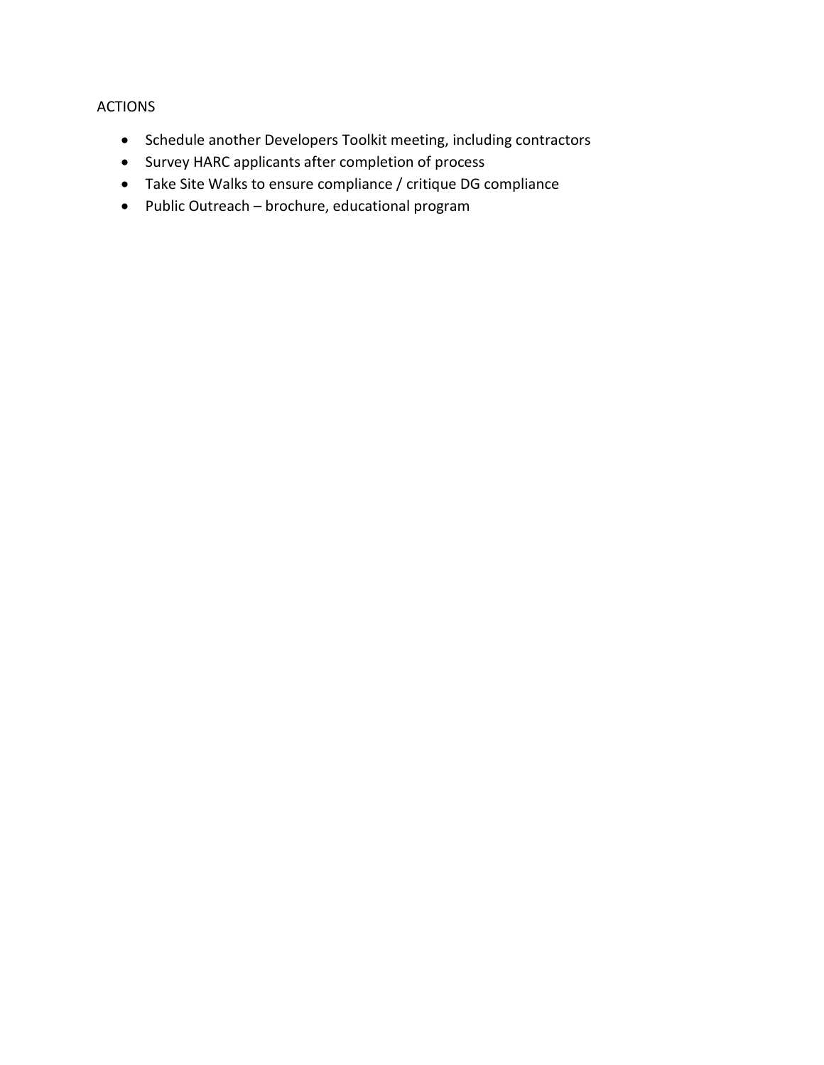ACTIONS

- Schedule another Developers Toolkit meeting, including contractors
- Survey HARC applicants after completion of process
- Take Site Walks to ensure compliance / critique DG compliance
- Public Outreach – brochure, educational program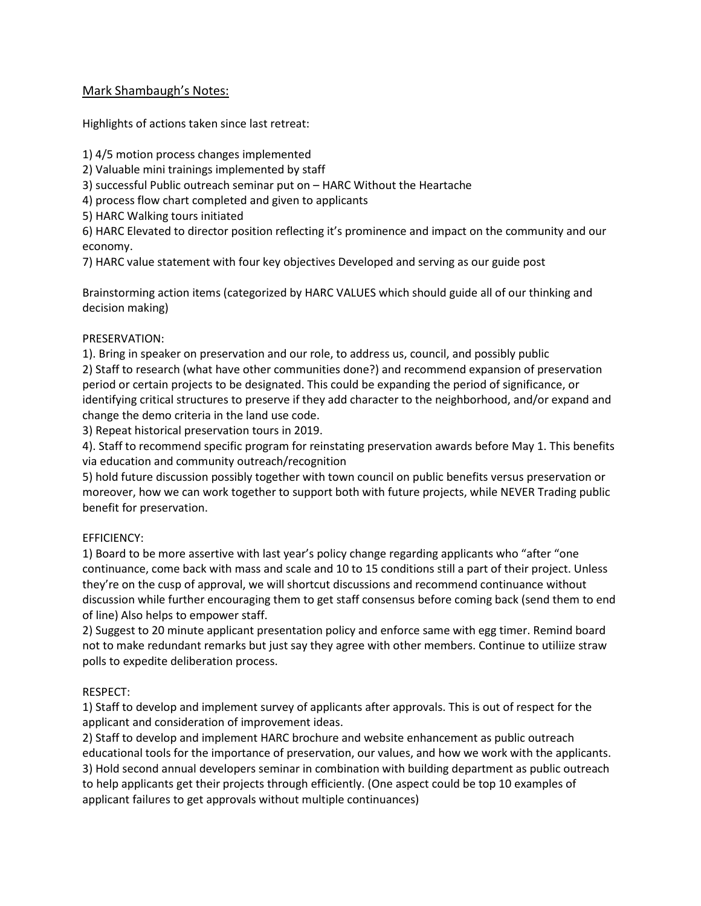<u>Mark Shambaugh's Notes:</u>

Highlights of actions taken since last retreat:

1) 4/5 motion process changes implemented
2) Valuable mini trainings implemented by staff
3) successful Public outreach seminar put on – HARC Without the Heartache
4) process flow chart completed and given to applicants
5) HARC Walking tours initiated
6) HARC Elevated to director position reflecting it's prominence and impact on the community and our economy.
7) HARC value statement with four key objectives Developed and serving as our guide post

Brainstorming action items (categorized by HARC VALUES which should guide all of our thinking and decision making)

PRESERVATION:

1). Bring in speaker on preservation and our role, to address us, council, and possibly public
2) Staff to research (what have other communities done?) and recommend expansion of preservation period or certain projects to be designated. This could be expanding the period of significance, or identifying critical structures to preserve if they add character to the neighborhood, and/or expand and change the demo criteria in the land use code.
3) Repeat historical preservation tours in 2019.
4). Staff to recommend specific program for reinstating preservation awards before May 1. This benefits via education and community outreach/recognition
5) hold future discussion possibly together with town council on public benefits versus preservation or moreover, how we can work together to support both with future projects, while NEVER Trading public benefit for preservation.

EFFICIENCY:

1) Board to be more assertive with last year's policy change regarding applicants who "after "one continuance, come back with mass and scale and 10 to 15 conditions still a part of their project. Unless they're on the cusp of approval, we will shortcut discussions and recommend continuance without discussion while further encouraging them to get staff consensus before coming back (send them to end of line) Also helps to empower staff.
2) Suggest to 20 minute applicant presentation policy and enforce same with egg timer. Remind board not to make redundant remarks but just say they agree with other members. Continue to utiliize straw polls to expedite deliberation process.

RESPECT:

1) Staff to develop and implement survey of applicants after approvals. This is out of respect for the applicant and consideration of improvement ideas.
2) Staff to develop and implement HARC brochure and website enhancement as public outreach educational tools for the importance of preservation, our values, and how we work with the applicants.
3) Hold second annual developers seminar in combination with building department as public outreach to help applicants get their projects through efficiently. (One aspect could be top 10 examples of applicant failures to get approvals without multiple continuances)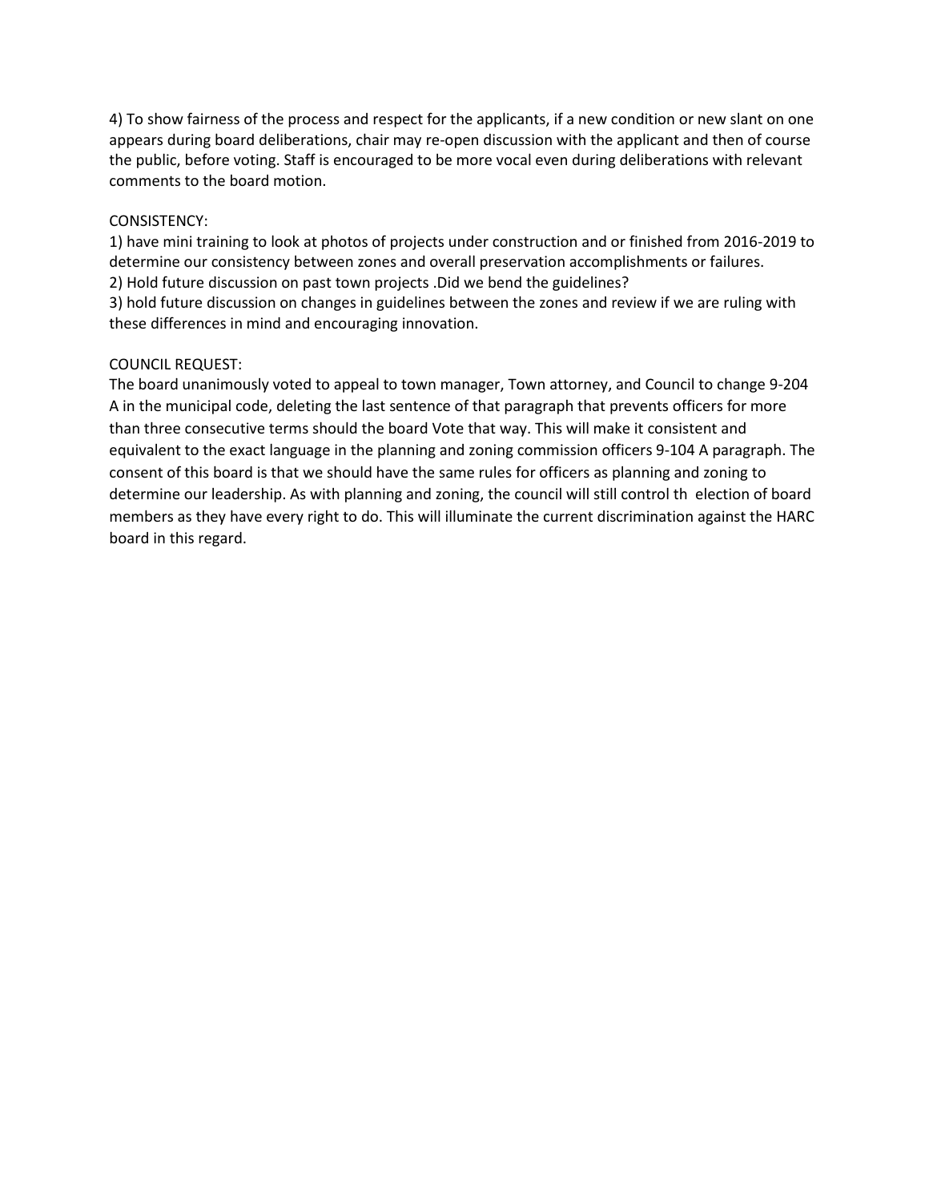4) To show fairness of the process and respect for the applicants, if a new condition or new slant on one appears during board deliberations, chair may re-open discussion with the applicant and then of course the public, before voting. Staff is encouraged to be more vocal even during deliberations with relevant comments to the board motion.

CONSISTENCY:

1) have mini training to look at photos of projects under construction and or finished from 2016-2019 to determine our consistency between zones and overall preservation accomplishments or failures.
2) Hold future discussion on past town projects .Did we bend the guidelines?
3) hold future discussion on changes in guidelines between the zones and review if we are ruling with these differences in mind and encouraging innovation.

COUNCIL REQUEST:

The board unanimously voted to appeal to town manager, Town attorney, and Council to change 9-204 A in the municipal code, deleting the last sentence of that paragraph that prevents officers for more than three consecutive terms should the board Vote that way. This will make it consistent and equivalent to the exact language in the planning and zoning commission officers 9-104 A paragraph. The consent of this board is that we should have the same rules for officers as planning and zoning to determine our leadership. As with planning and zoning, the council will still control th  election of board members as they have every right to do. This will illuminate the current discrimination against the HARC board in this regard.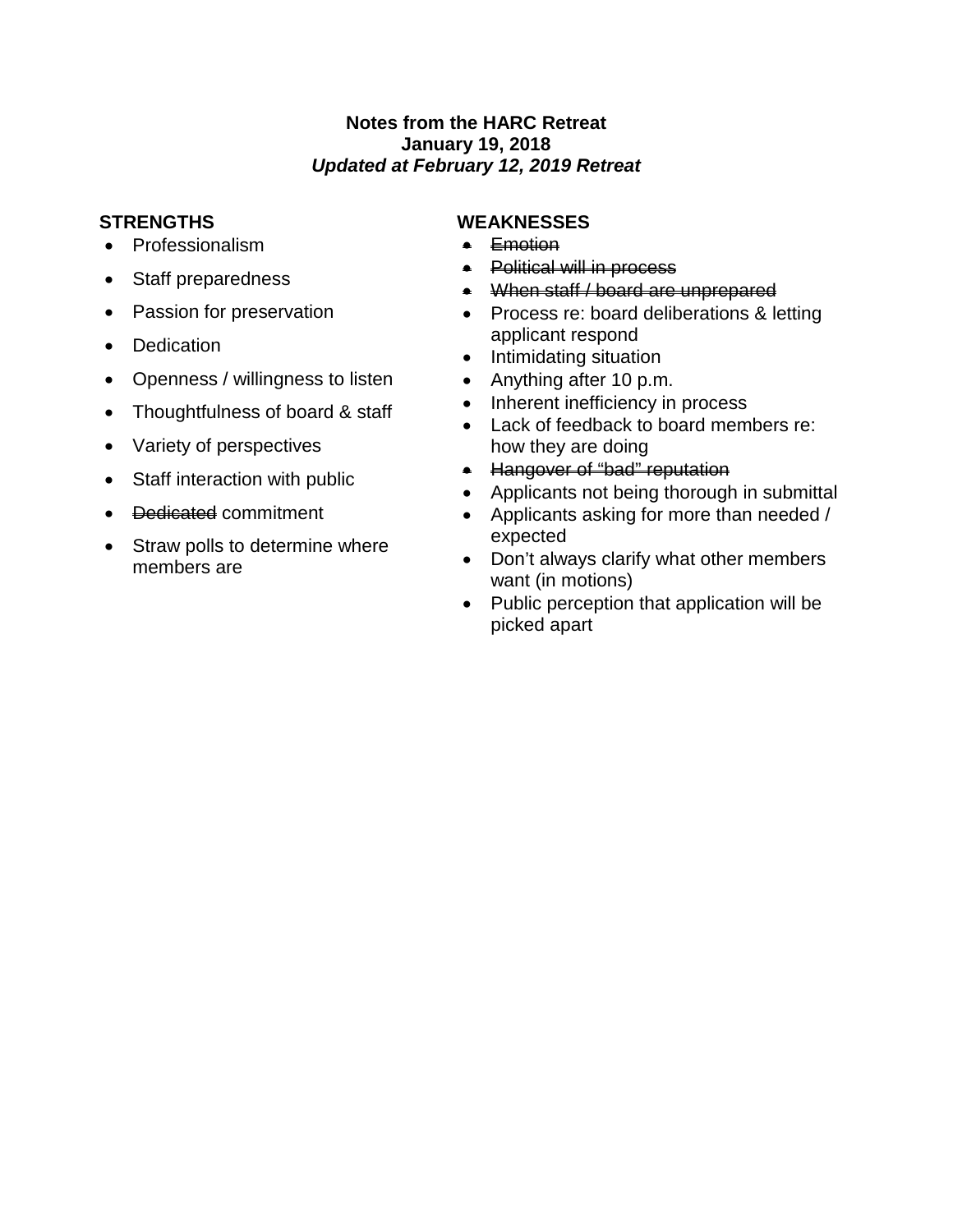**Notes from the HARC Retreat**
**January 19, 2018**
***Updated at February 12, 2019 Retreat***

**STRENGTHS**

- Professionalism
- Staff preparedness
- Passion for preservation
- Dedication
- Openness / willingness to listen
- Thoughtfulness of board & staff
- Variety of perspectives
- Staff interaction with public
- ~~Dedicated~~ commitment
- Straw polls to determine where members are

**WEAKNESSES**

- ~~Emotion~~
- ~~Political will in process~~
- ~~When staff / board are unprepared~~
- Process re: board deliberations & letting applicant respond
- Intimidating situation
- Anything after 10 p.m.
- Inherent inefficiency in process
- Lack of feedback to board members re: how they are doing
- ~~Hangover of "bad" reputation~~
- Applicants not being thorough in submittal
- Applicants asking for more than needed / expected
- Don't always clarify what other members want (in motions)
- Public perception that application will be picked apart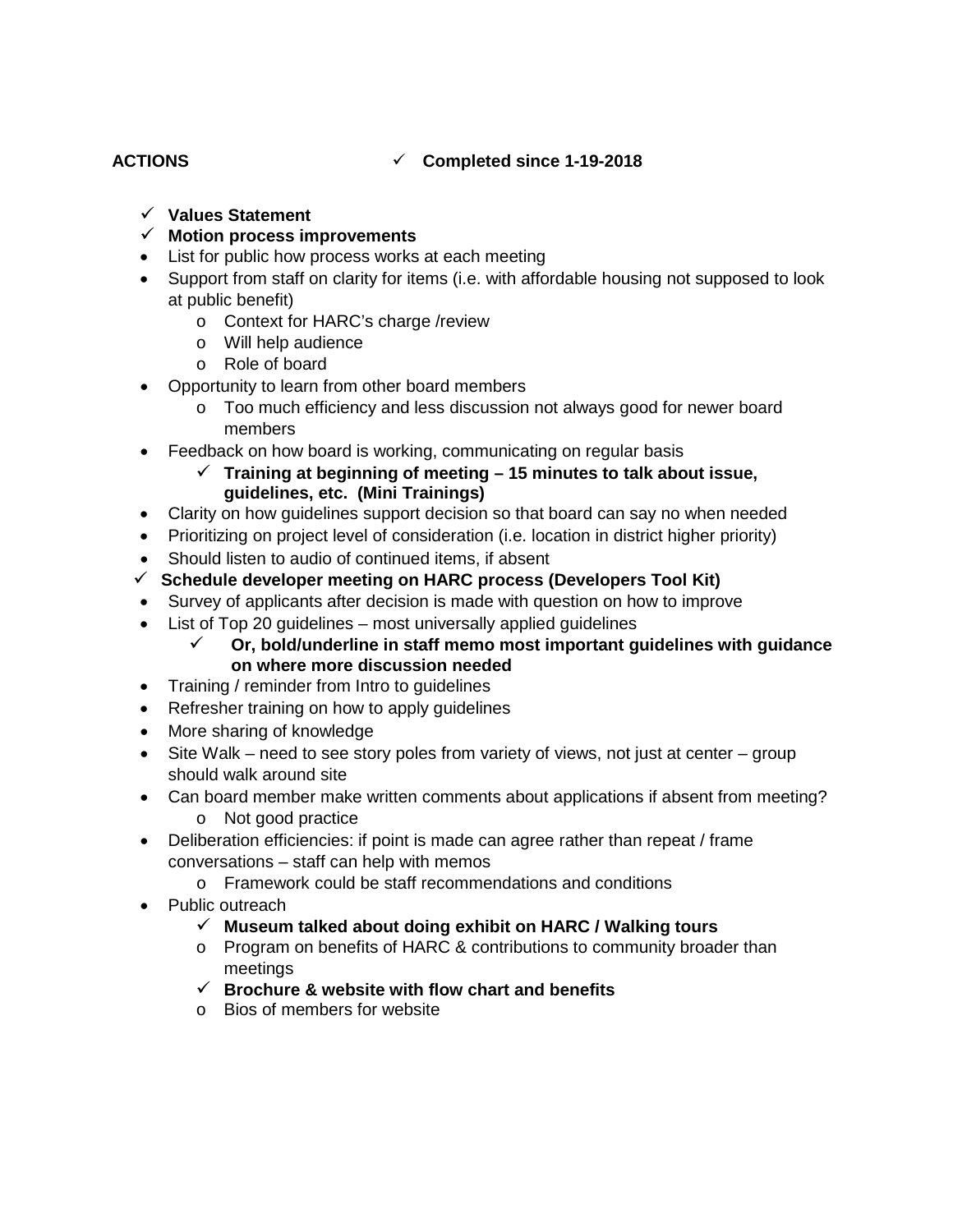**ACTIONS** ✓ **Completed since 1-19-2018**

- ✓ **Values Statement**
- ✓ **Motion process improvements**
- List for public how process works at each meeting
- Support from staff on clarity for items (i.e. with affordable housing not supposed to look at public benefit)
  - Context for HARC's charge /review
  - Will help audience
  - Role of board
- Opportunity to learn from other board members
  - Too much efficiency and less discussion not always good for newer board members
- Feedback on how board is working, communicating on regular basis
  - ✓ **Training at beginning of meeting – 15 minutes to talk about issue, guidelines, etc. (Mini Trainings)**
- Clarity on how guidelines support decision so that board can say no when needed
- Prioritizing on project level of consideration (i.e. location in district higher priority)
- Should listen to audio of continued items, if absent
- ✓ **Schedule developer meeting on HARC process (Developers Tool Kit)**
- Survey of applicants after decision is made with question on how to improve
- List of Top 20 guidelines – most universally applied guidelines
  - ✓ **Or, bold/underline in staff memo most important guidelines with guidance on where more discussion needed**
- Training / reminder from Intro to guidelines
- Refresher training on how to apply guidelines
- More sharing of knowledge
- Site Walk – need to see story poles from variety of views, not just at center – group should walk around site
- Can board member make written comments about applications if absent from meeting?
  - Not good practice
- Deliberation efficiencies: if point is made can agree rather than repeat / frame conversations – staff can help with memos
  - Framework could be staff recommendations and conditions
- Public outreach
  - ✓ **Museum talked about doing exhibit on HARC / Walking tours**
  - Program on benefits of HARC & contributions to community broader than meetings
  - ✓ **Brochure & website with flow chart and benefits**
  - Bios of members for website